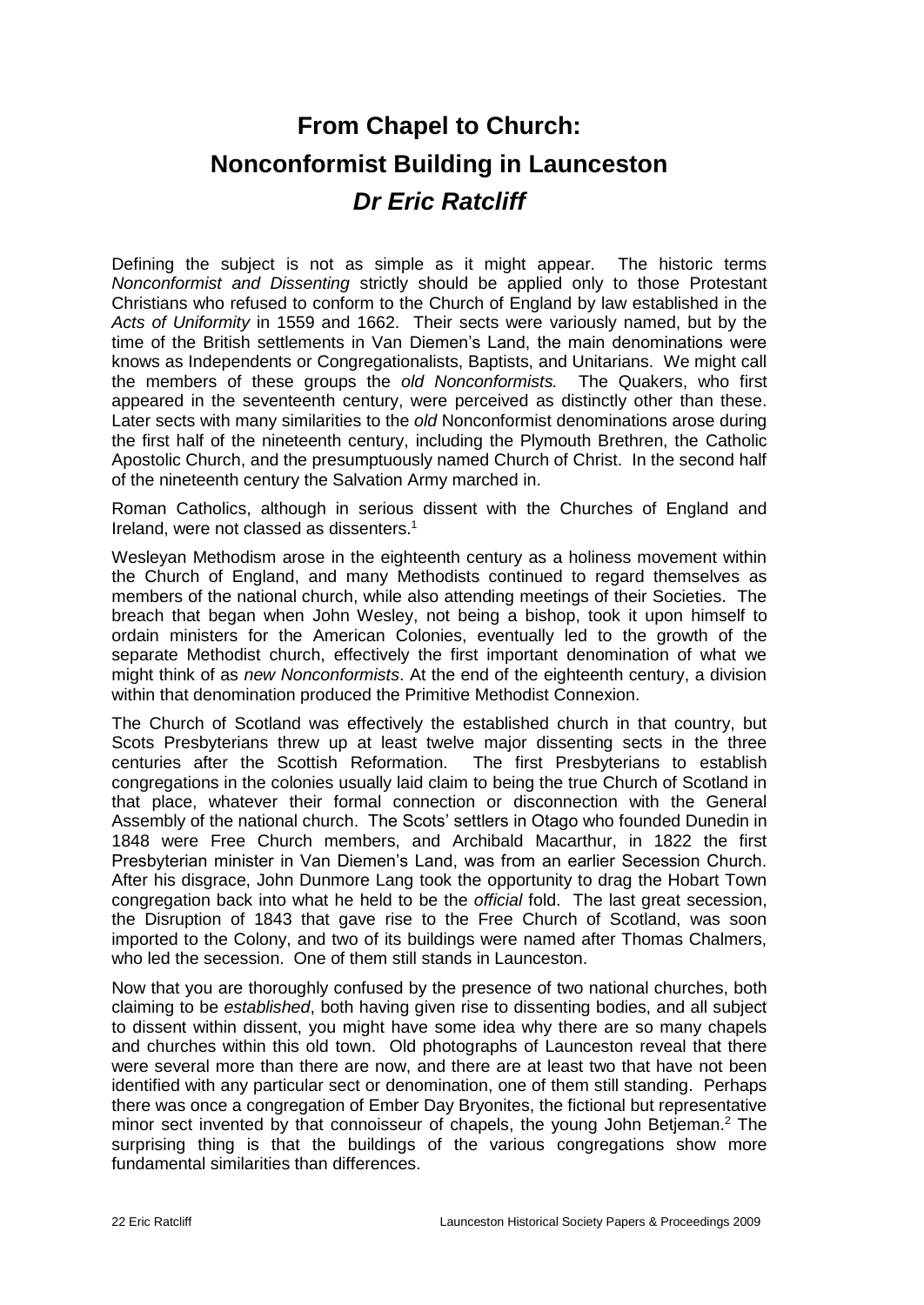# From Chapel to Church: Nonconformist Building in Launceston

## *Dr Eric Ratcliff*

Defining the subject is not as simple as it might appear. The historic terms *Nonconformist and Dissenting* strictly should be applied only to those Protestant Christians who refused to conform to the Church of England by law established in the *Acts of Uniformity* in 1559 and 1662. Their sects were variously named, but by the time of the British settlements in Van Diemen's Land, the main denominations were knows as Independents or Congregationalists, Baptists, and Unitarians. We might call the members of these groups the *old Nonconformists.* The Quakers, who first appeared in the seventeenth century, were perceived as distinctly other than these. Later sects with many similarities to the *old* Nonconformist denominations arose during the first half of the nineteenth century, including the Plymouth Brethren, the Catholic Apostolic Church, and the presumptuously named Church of Christ. In the second half of the nineteenth century the Salvation Army marched in.

Roman Catholics, although in serious dissent with the Churches of England and Ireland, were not classed as dissenters.[1]

Wesleyan Methodism arose in the eighteenth century as a holiness movement within the Church of England, and many Methodists continued to regard themselves as members of the national church, while also attending meetings of their Societies. The breach that began when John Wesley, not being a bishop, took it upon himself to ordain ministers for the American Colonies, eventually led to the growth of the separate Methodist church, effectively the first important denomination of what we might think of as *new Nonconformists*. At the end of the eighteenth century, a division within that denomination produced the Primitive Methodist Connexion.

The Church of Scotland was effectively the established church in that country, but Scots Presbyterians threw up at least twelve major dissenting sects in the three centuries after the Scottish Reformation. The first Presbyterians to establish congregations in the colonies usually laid claim to being the true Church of Scotland in that place, whatever their formal connection or disconnection with the General Assembly of the national church. The Scots' settlers in Otago who founded Dunedin in 1848 were Free Church members, and Archibald Macarthur, in 1822 the first Presbyterian minister in Van Diemen's Land, was from an earlier Secession Church. After his disgrace, John Dunmore Lang took the opportunity to drag the Hobart Town congregation back into what he held to be the *official* fold. The last great secession, the Disruption of 1843 that gave rise to the Free Church of Scotland, was soon imported to the Colony, and two of its buildings were named after Thomas Chalmers, who led the secession. One of them still stands in Launceston.

Now that you are thoroughly confused by the presence of two national churches, both claiming to be *established*, both having given rise to dissenting bodies, and all subject to dissent within dissent, you might have some idea why there are so many chapels and churches within this old town. Old photographs of Launceston reveal that there were several more than there are now, and there are at least two that have not been identified with any particular sect or denomination, one of them still standing. Perhaps there was once a congregation of Ember Day Bryonites, the fictional but representative minor sect invented by that connoisseur of chapels, the young John Betjeman.[2] The surprising thing is that the buildings of the various congregations show more fundamental similarities than differences.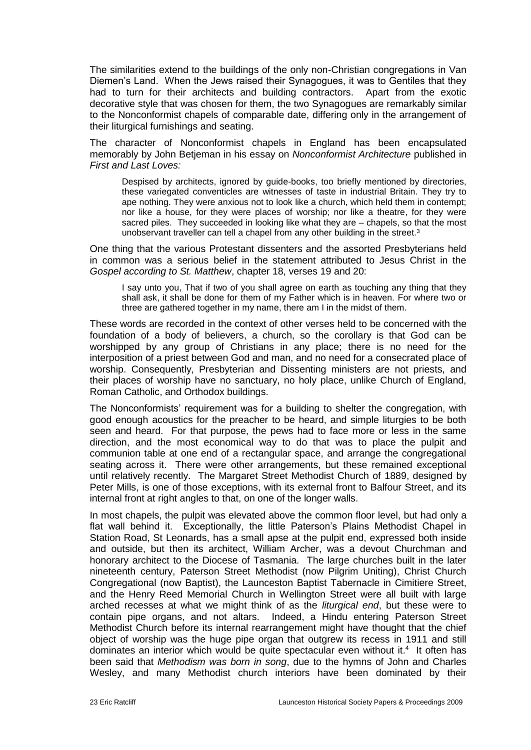The similarities extend to the buildings of the only non-Christian congregations in Van Diemen's Land. When the Jews raised their Synagogues, it was to Gentiles that they had to turn for their architects and building contractors. Apart from the exotic decorative style that was chosen for them, the two Synagogues are remarkably similar to the Nonconformist chapels of comparable date, differing only in the arrangement of their liturgical furnishings and seating.

The character of Nonconformist chapels in England has been encapsulated memorably by John Betjeman in his essay on *Nonconformist Architecture* published in *First and Last Loves:*

> Despised by architects, ignored by guide-books, too briefly mentioned by directories, these variegated conventicles are witnesses of taste in industrial Britain. They try to ape nothing. They were anxious not to look like a church, which held them in contempt; nor like a house, for they were places of worship; nor like a theatre, for they were sacred piles. They succeeded in looking like what they are – chapels, so that the most unobservant traveller can tell a chapel from any other building in the street.[3]

One thing that the various Protestant dissenters and the assorted Presbyterians held in common was a serious belief in the statement attributed to Jesus Christ in the *Gospel according to St. Matthew*, chapter 18, verses 19 and 20:

> I say unto you, That if two of you shall agree on earth as touching any thing that they shall ask, it shall be done for them of my Father which is in heaven. For where two or three are gathered together in my name, there am I in the midst of them.

These words are recorded in the context of other verses held to be concerned with the foundation of a body of believers, a church, so the corollary is that God can be worshipped by any group of Christians in any place; there is no need for the interposition of a priest between God and man, and no need for a consecrated place of worship. Consequently, Presbyterian and Dissenting ministers are not priests, and their places of worship have no sanctuary, no holy place, unlike Church of England, Roman Catholic, and Orthodox buildings.

The Nonconformists' requirement was for a building to shelter the congregation, with good enough acoustics for the preacher to be heard, and simple liturgies to be both seen and heard. For that purpose, the pews had to face more or less in the same direction, and the most economical way to do that was to place the pulpit and communion table at one end of a rectangular space, and arrange the congregational seating across it. There were other arrangements, but these remained exceptional until relatively recently. The Margaret Street Methodist Church of 1889, designed by Peter Mills, is one of those exceptions, with its external front to Balfour Street, and its internal front at right angles to that, on one of the longer walls.

In most chapels, the pulpit was elevated above the common floor level, but had only a flat wall behind it. Exceptionally, the little Paterson's Plains Methodist Chapel in Station Road, St Leonards, has a small apse at the pulpit end, expressed both inside and outside, but then its architect, William Archer, was a devout Churchman and honorary architect to the Diocese of Tasmania. The large churches built in the later nineteenth century, Paterson Street Methodist (now Pilgrim Uniting), Christ Church Congregational (now Baptist), the Launceston Baptist Tabernacle in Cimitiere Street, and the Henry Reed Memorial Church in Wellington Street were all built with large arched recesses at what we might think of as the *liturgical end*, but these were to contain pipe organs, and not altars. Indeed, a Hindu entering Paterson Street Methodist Church before its internal rearrangement might have thought that the chief object of worship was the huge pipe organ that outgrew its recess in 1911 and still dominates an interior which would be quite spectacular even without it.[4] It often has been said that *Methodism was born in song*, due to the hymns of John and Charles Wesley, and many Methodist church interiors have been dominated by their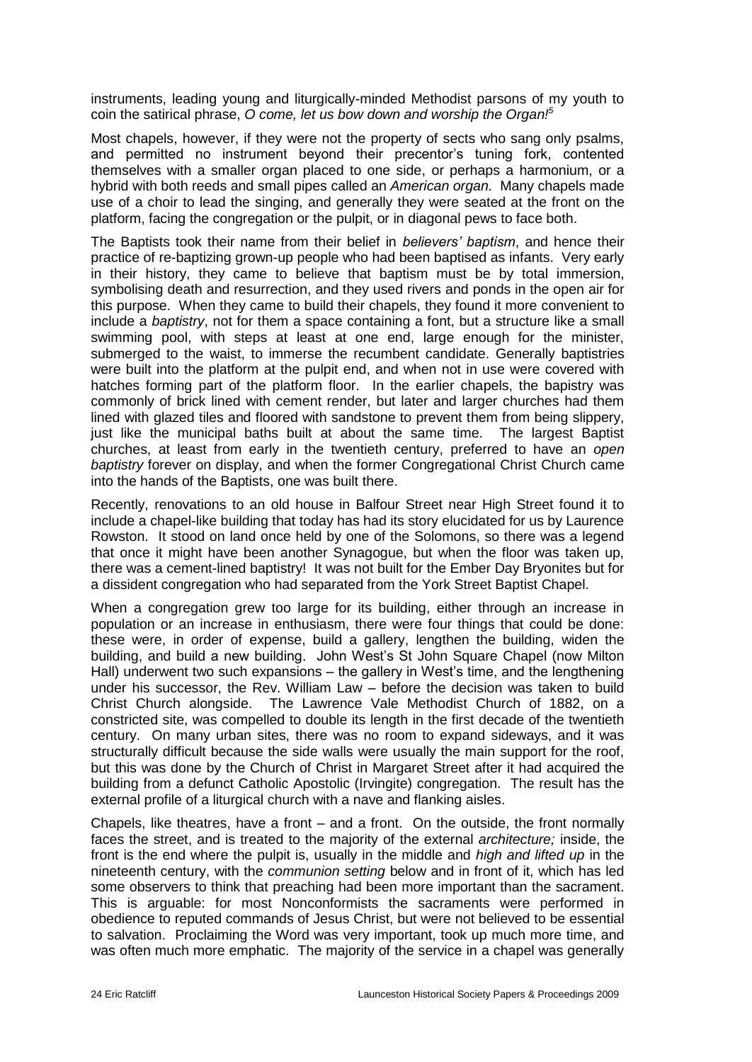instruments, leading young and liturgically-minded Methodist parsons of my youth to coin the satirical phrase, *O come, let us bow down and worship the Organ!*[5]

Most chapels, however, if they were not the property of sects who sang only psalms, and permitted no instrument beyond their precentor's tuning fork, contented themselves with a smaller organ placed to one side, or perhaps a harmonium, or a hybrid with both reeds and small pipes called an *American organ.* Many chapels made use of a choir to lead the singing, and generally they were seated at the front on the platform, facing the congregation or the pulpit, or in diagonal pews to face both.

The Baptists took their name from their belief in *believers' baptism*, and hence their practice of re-baptizing grown-up people who had been baptised as infants. Very early in their history, they came to believe that baptism must be by total immersion, symbolising death and resurrection, and they used rivers and ponds in the open air for this purpose. When they came to build their chapels, they found it more convenient to include a *baptistry*, not for them a space containing a font, but a structure like a small swimming pool, with steps at least at one end, large enough for the minister, submerged to the waist, to immerse the recumbent candidate. Generally baptistries were built into the platform at the pulpit end, and when not in use were covered with hatches forming part of the platform floor. In the earlier chapels, the bapistry was commonly of brick lined with cement render, but later and larger churches had them lined with glazed tiles and floored with sandstone to prevent them from being slippery, just like the municipal baths built at about the same time. The largest Baptist churches, at least from early in the twentieth century, preferred to have an *open baptistry* forever on display, and when the former Congregational Christ Church came into the hands of the Baptists, one was built there.

Recently, renovations to an old house in Balfour Street near High Street found it to include a chapel-like building that today has had its story elucidated for us by Laurence Rowston. It stood on land once held by one of the Solomons, so there was a legend that once it might have been another Synagogue, but when the floor was taken up, there was a cement-lined baptistry! It was not built for the Ember Day Bryonites but for a dissident congregation who had separated from the York Street Baptist Chapel.

When a congregation grew too large for its building, either through an increase in population or an increase in enthusiasm, there were four things that could be done: these were, in order of expense, build a gallery, lengthen the building, widen the building, and build a new building. John West's St John Square Chapel (now Milton Hall) underwent two such expansions – the gallery in West's time, and the lengthening under his successor, the Rev. William Law – before the decision was taken to build Christ Church alongside. The Lawrence Vale Methodist Church of 1882, on a constricted site, was compelled to double its length in the first decade of the twentieth century. On many urban sites, there was no room to expand sideways, and it was structurally difficult because the side walls were usually the main support for the roof, but this was done by the Church of Christ in Margaret Street after it had acquired the building from a defunct Catholic Apostolic (Irvingite) congregation. The result has the external profile of a liturgical church with a nave and flanking aisles.

Chapels, like theatres, have a front – and a front. On the outside, the front normally faces the street, and is treated to the majority of the external *architecture;* inside, the front is the end where the pulpit is, usually in the middle and *high and lifted up* in the nineteenth century, with the *communion setting* below and in front of it, which has led some observers to think that preaching had been more important than the sacrament. This is arguable: for most Nonconformists the sacraments were performed in obedience to reputed commands of Jesus Christ, but were not believed to be essential to salvation. Proclaiming the Word was very important, took up much more time, and was often much more emphatic. The majority of the service in a chapel was generally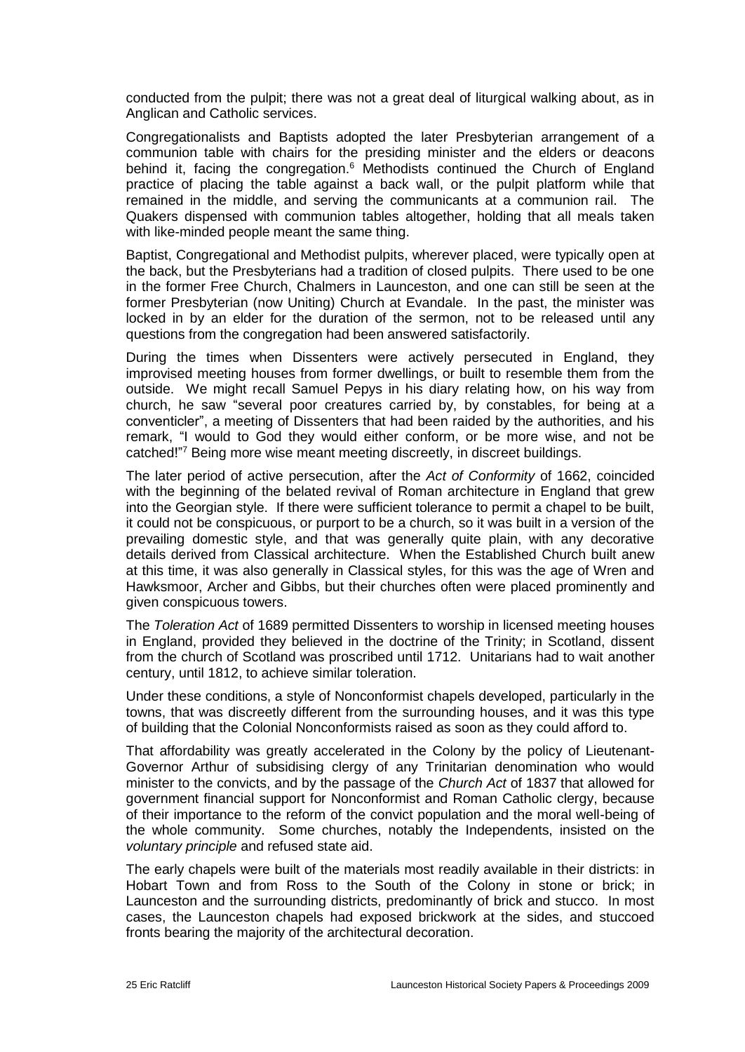conducted from the pulpit; there was not a great deal of liturgical walking about, as in Anglican and Catholic services.

Congregationalists and Baptists adopted the later Presbyterian arrangement of a communion table with chairs for the presiding minister and the elders or deacons behind it, facing the congregation.[6] Methodists continued the Church of England practice of placing the table against a back wall, or the pulpit platform while that remained in the middle, and serving the communicants at a communion rail. The Quakers dispensed with communion tables altogether, holding that all meals taken with like-minded people meant the same thing.

Baptist, Congregational and Methodist pulpits, wherever placed, were typically open at the back, but the Presbyterians had a tradition of closed pulpits. There used to be one in the former Free Church, Chalmers in Launceston, and one can still be seen at the former Presbyterian (now Uniting) Church at Evandale. In the past, the minister was locked in by an elder for the duration of the sermon, not to be released until any questions from the congregation had been answered satisfactorily.

During the times when Dissenters were actively persecuted in England, they improvised meeting houses from former dwellings, or built to resemble them from the outside. We might recall Samuel Pepys in his diary relating how, on his way from church, he saw "several poor creatures carried by, by constables, for being at a conventicler", a meeting of Dissenters that had been raided by the authorities, and his remark, "I would to God they would either conform, or be more wise, and not be catched!"[7] Being more wise meant meeting discreetly, in discreet buildings.

The later period of active persecution, after the *Act of Conformity* of 1662, coincided with the beginning of the belated revival of Roman architecture in England that grew into the Georgian style. If there were sufficient tolerance to permit a chapel to be built, it could not be conspicuous, or purport to be a church, so it was built in a version of the prevailing domestic style, and that was generally quite plain, with any decorative details derived from Classical architecture. When the Established Church built anew at this time, it was also generally in Classical styles, for this was the age of Wren and Hawksmoor, Archer and Gibbs, but their churches often were placed prominently and given conspicuous towers.

The *Toleration Act* of 1689 permitted Dissenters to worship in licensed meeting houses in England, provided they believed in the doctrine of the Trinity; in Scotland, dissent from the church of Scotland was proscribed until 1712. Unitarians had to wait another century, until 1812, to achieve similar toleration.

Under these conditions, a style of Nonconformist chapels developed, particularly in the towns, that was discreetly different from the surrounding houses, and it was this type of building that the Colonial Nonconformists raised as soon as they could afford to.

That affordability was greatly accelerated in the Colony by the policy of Lieutenant-Governor Arthur of subsidising clergy of any Trinitarian denomination who would minister to the convicts, and by the passage of the *Church Act* of 1837 that allowed for government financial support for Nonconformist and Roman Catholic clergy, because of their importance to the reform of the convict population and the moral well-being of the whole community. Some churches, notably the Independents, insisted on the *voluntary principle* and refused state aid.

The early chapels were built of the materials most readily available in their districts: in Hobart Town and from Ross to the South of the Colony in stone or brick; in Launceston and the surrounding districts, predominantly of brick and stucco. In most cases, the Launceston chapels had exposed brickwork at the sides, and stuccoed fronts bearing the majority of the architectural decoration.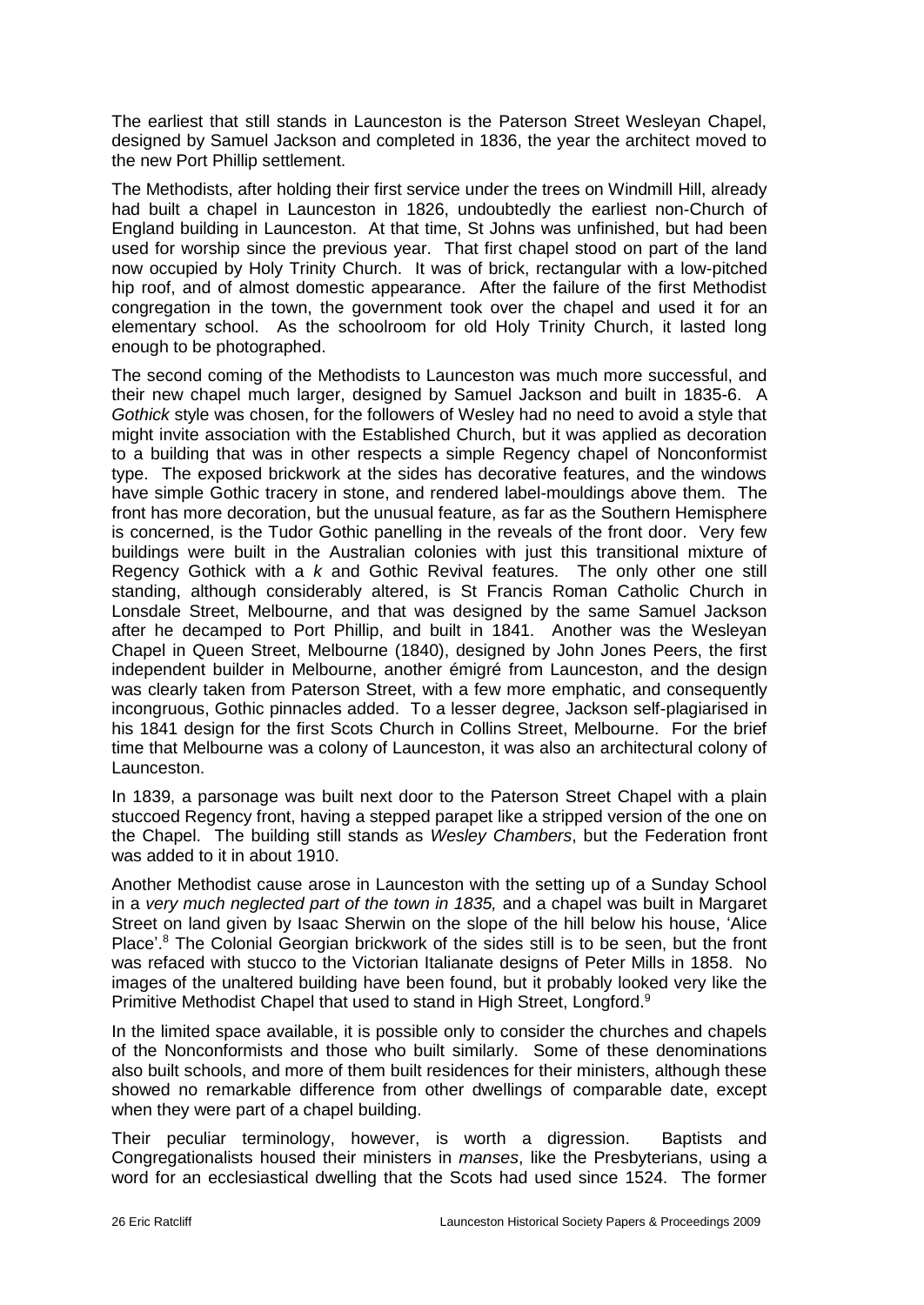The earliest that still stands in Launceston is the Paterson Street Wesleyan Chapel, designed by Samuel Jackson and completed in 1836, the year the architect moved to the new Port Phillip settlement.

The Methodists, after holding their first service under the trees on Windmill Hill, already had built a chapel in Launceston in 1826, undoubtedly the earliest non-Church of England building in Launceston. At that time, St Johns was unfinished, but had been used for worship since the previous year. That first chapel stood on part of the land now occupied by Holy Trinity Church. It was of brick, rectangular with a low-pitched hip roof, and of almost domestic appearance. After the failure of the first Methodist congregation in the town, the government took over the chapel and used it for an elementary school. As the schoolroom for old Holy Trinity Church, it lasted long enough to be photographed.

The second coming of the Methodists to Launceston was much more successful, and their new chapel much larger, designed by Samuel Jackson and built in 1835-6. A *Gothick* style was chosen, for the followers of Wesley had no need to avoid a style that might invite association with the Established Church, but it was applied as decoration to a building that was in other respects a simple Regency chapel of Nonconformist type. The exposed brickwork at the sides has decorative features, and the windows have simple Gothic tracery in stone, and rendered label-mouldings above them. The front has more decoration, but the unusual feature, as far as the Southern Hemisphere is concerned, is the Tudor Gothic panelling in the reveals of the front door. Very few buildings were built in the Australian colonies with just this transitional mixture of Regency Gothick with a *k* and Gothic Revival features. The only other one still standing, although considerably altered, is St Francis Roman Catholic Church in Lonsdale Street, Melbourne, and that was designed by the same Samuel Jackson after he decamped to Port Phillip, and built in 1841. Another was the Wesleyan Chapel in Queen Street, Melbourne (1840), designed by John Jones Peers, the first independent builder in Melbourne, another émigré from Launceston, and the design was clearly taken from Paterson Street, with a few more emphatic, and consequently incongruous, Gothic pinnacles added. To a lesser degree, Jackson self-plagiarised in his 1841 design for the first Scots Church in Collins Street, Melbourne. For the brief time that Melbourne was a colony of Launceston, it was also an architectural colony of Launceston.

In 1839, a parsonage was built next door to the Paterson Street Chapel with a plain stuccoed Regency front, having a stepped parapet like a stripped version of the one on the Chapel. The building still stands as *Wesley Chambers*, but the Federation front was added to it in about 1910.

Another Methodist cause arose in Launceston with the setting up of a Sunday School in a *very much neglected part of the town in 1835,* and a chapel was built in Margaret Street on land given by Isaac Sherwin on the slope of the hill below his house, 'Alice Place'.[8] The Colonial Georgian brickwork of the sides still is to be seen, but the front was refaced with stucco to the Victorian Italianate designs of Peter Mills in 1858. No images of the unaltered building have been found, but it probably looked very like the Primitive Methodist Chapel that used to stand in High Street, Longford.[9]

In the limited space available, it is possible only to consider the churches and chapels of the Nonconformists and those who built similarly. Some of these denominations also built schools, and more of them built residences for their ministers, although these showed no remarkable difference from other dwellings of comparable date, except when they were part of a chapel building.

Their peculiar terminology, however, is worth a digression. Baptists and Congregationalists housed their ministers in *manses*, like the Presbyterians, using a word for an ecclesiastical dwelling that the Scots had used since 1524. The former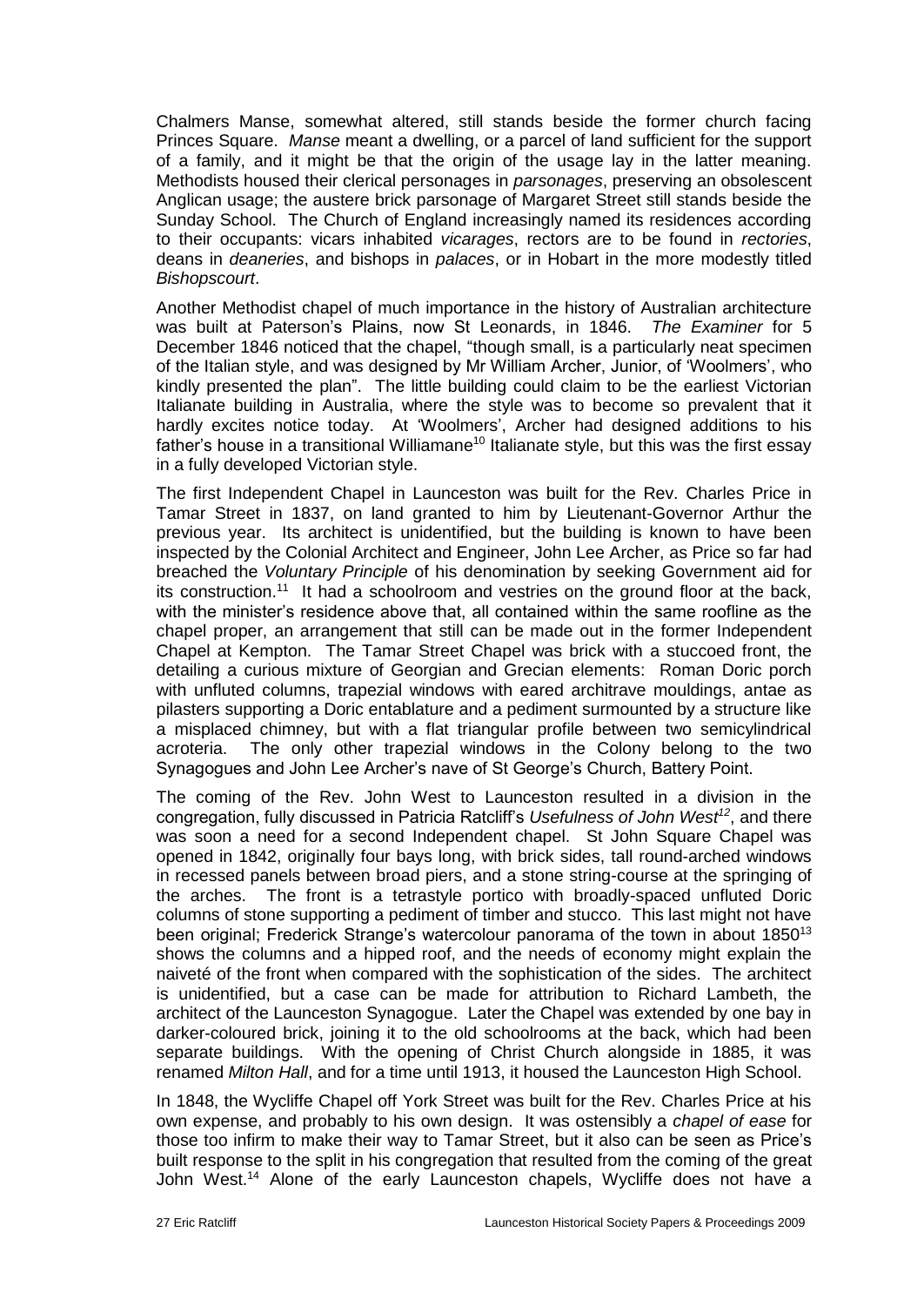Chalmers Manse, somewhat altered, still stands beside the former church facing Princes Square. *Manse* meant a dwelling, or a parcel of land sufficient for the support of a family, and it might be that the origin of the usage lay in the latter meaning. Methodists housed their clerical personages in *parsonages*, preserving an obsolescent Anglican usage; the austere brick parsonage of Margaret Street still stands beside the Sunday School. The Church of England increasingly named its residences according to their occupants: vicars inhabited *vicarages*, rectors are to be found in *rectories*, deans in *deaneries*, and bishops in *palaces*, or in Hobart in the more modestly titled *Bishopscourt*.

Another Methodist chapel of much importance in the history of Australian architecture was built at Paterson's Plains, now St Leonards, in 1846. *The Examiner* for 5 December 1846 noticed that the chapel, "though small, is a particularly neat specimen of the Italian style, and was designed by Mr William Archer, Junior, of 'Woolmers', who kindly presented the plan". The little building could claim to be the earliest Victorian Italianate building in Australia, where the style was to become so prevalent that it hardly excites notice today. At 'Woolmers', Archer had designed additions to his father's house in a transitional Williamane[10] Italianate style, but this was the first essay in a fully developed Victorian style.

The first Independent Chapel in Launceston was built for the Rev. Charles Price in Tamar Street in 1837, on land granted to him by Lieutenant-Governor Arthur the previous year. Its architect is unidentified, but the building is known to have been inspected by the Colonial Architect and Engineer, John Lee Archer, as Price so far had breached the *Voluntary Principle* of his denomination by seeking Government aid for its construction.[11] It had a schoolroom and vestries on the ground floor at the back, with the minister's residence above that, all contained within the same roofline as the chapel proper, an arrangement that still can be made out in the former Independent Chapel at Kempton. The Tamar Street Chapel was brick with a stuccoed front, the detailing a curious mixture of Georgian and Grecian elements: Roman Doric porch with unfluted columns, trapezial windows with eared architrave mouldings, antae as pilasters supporting a Doric entablature and a pediment surmounted by a structure like a misplaced chimney, but with a flat triangular profile between two semicylindrical acroteria. The only other trapezial windows in the Colony belong to the two Synagogues and John Lee Archer's nave of St George's Church, Battery Point.

The coming of the Rev. John West to Launceston resulted in a division in the congregation, fully discussed in Patricia Ratcliff's *Usefulness of John West*[12], and there was soon a need for a second Independent chapel. St John Square Chapel was opened in 1842, originally four bays long, with brick sides, tall round-arched windows in recessed panels between broad piers, and a stone string-course at the springing of the arches. The front is a tetrastyle portico with broadly-spaced unfluted Doric columns of stone supporting a pediment of timber and stucco. This last might not have been original; Frederick Strange's watercolour panorama of the town in about 1850[13] shows the columns and a hipped roof, and the needs of economy might explain the naiveté of the front when compared with the sophistication of the sides. The architect is unidentified, but a case can be made for attribution to Richard Lambeth, the architect of the Launceston Synagogue. Later the Chapel was extended by one bay in darker-coloured brick, joining it to the old schoolrooms at the back, which had been separate buildings. With the opening of Christ Church alongside in 1885, it was renamed *Milton Hall*, and for a time until 1913, it housed the Launceston High School.

In 1848, the Wycliffe Chapel off York Street was built for the Rev. Charles Price at his own expense, and probably to his own design. It was ostensibly a *chapel of ease* for those too infirm to make their way to Tamar Street, but it also can be seen as Price's built response to the split in his congregation that resulted from the coming of the great John West.[14] Alone of the early Launceston chapels, Wycliffe does not have a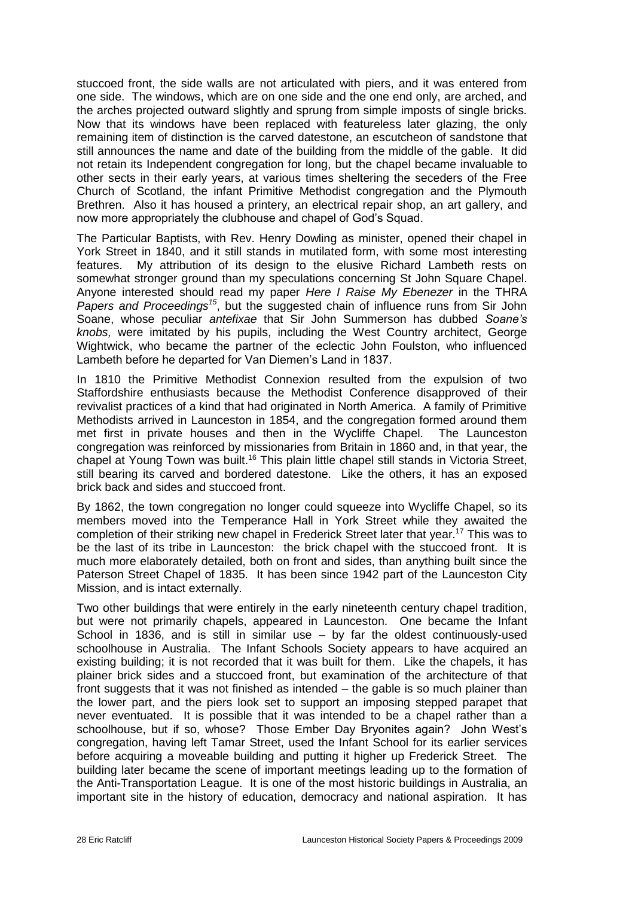stuccoed front, the side walls are not articulated with piers, and it was entered from one side. The windows, which are on one side and the one end only, are arched, and the arches projected outward slightly and sprung from simple imposts of single bricks. Now that its windows have been replaced with featureless later glazing, the only remaining item of distinction is the carved datestone, an escutcheon of sandstone that still announces the name and date of the building from the middle of the gable. It did not retain its Independent congregation for long, but the chapel became invaluable to other sects in their early years, at various times sheltering the seceders of the Free Church of Scotland, the infant Primitive Methodist congregation and the Plymouth Brethren. Also it has housed a printery, an electrical repair shop, an art gallery, and now more appropriately the clubhouse and chapel of God's Squad.

The Particular Baptists, with Rev. Henry Dowling as minister, opened their chapel in York Street in 1840, and it still stands in mutilated form, with some most interesting features. My attribution of its design to the elusive Richard Lambeth rests on somewhat stronger ground than my speculations concerning St John Square Chapel. Anyone interested should read my paper *Here I Raise My Ebenezer* in the THRA *Papers and Proceedings*[15], but the suggested chain of influence runs from Sir John Soane, whose peculiar *antefixae* that Sir John Summerson has dubbed *Soane's knobs,* were imitated by his pupils, including the West Country architect, George Wightwick, who became the partner of the eclectic John Foulston, who influenced Lambeth before he departed for Van Diemen's Land in 1837.

In 1810 the Primitive Methodist Connexion resulted from the expulsion of two Staffordshire enthusiasts because the Methodist Conference disapproved of their revivalist practices of a kind that had originated in North America. A family of Primitive Methodists arrived in Launceston in 1854, and the congregation formed around them met first in private houses and then in the Wycliffe Chapel. The Launceston congregation was reinforced by missionaries from Britain in 1860 and, in that year, the chapel at Young Town was built.[16] This plain little chapel still stands in Victoria Street, still bearing its carved and bordered datestone. Like the others, it has an exposed brick back and sides and stuccoed front.

By 1862, the town congregation no longer could squeeze into Wycliffe Chapel, so its members moved into the Temperance Hall in York Street while they awaited the completion of their striking new chapel in Frederick Street later that year.[17] This was to be the last of its tribe in Launceston: the brick chapel with the stuccoed front. It is much more elaborately detailed, both on front and sides, than anything built since the Paterson Street Chapel of 1835. It has been since 1942 part of the Launceston City Mission, and is intact externally.

Two other buildings that were entirely in the early nineteenth century chapel tradition, but were not primarily chapels, appeared in Launceston. One became the Infant School in 1836, and is still in similar use – by far the oldest continuously-used schoolhouse in Australia. The Infant Schools Society appears to have acquired an existing building; it is not recorded that it was built for them. Like the chapels, it has plainer brick sides and a stuccoed front, but examination of the architecture of that front suggests that it was not finished as intended – the gable is so much plainer than the lower part, and the piers look set to support an imposing stepped parapet that never eventuated. It is possible that it was intended to be a chapel rather than a schoolhouse, but if so, whose? Those Ember Day Bryonites again? John West's congregation, having left Tamar Street, used the Infant School for its earlier services before acquiring a moveable building and putting it higher up Frederick Street. The building later became the scene of important meetings leading up to the formation of the Anti-Transportation League. It is one of the most historic buildings in Australia, an important site in the history of education, democracy and national aspiration. It has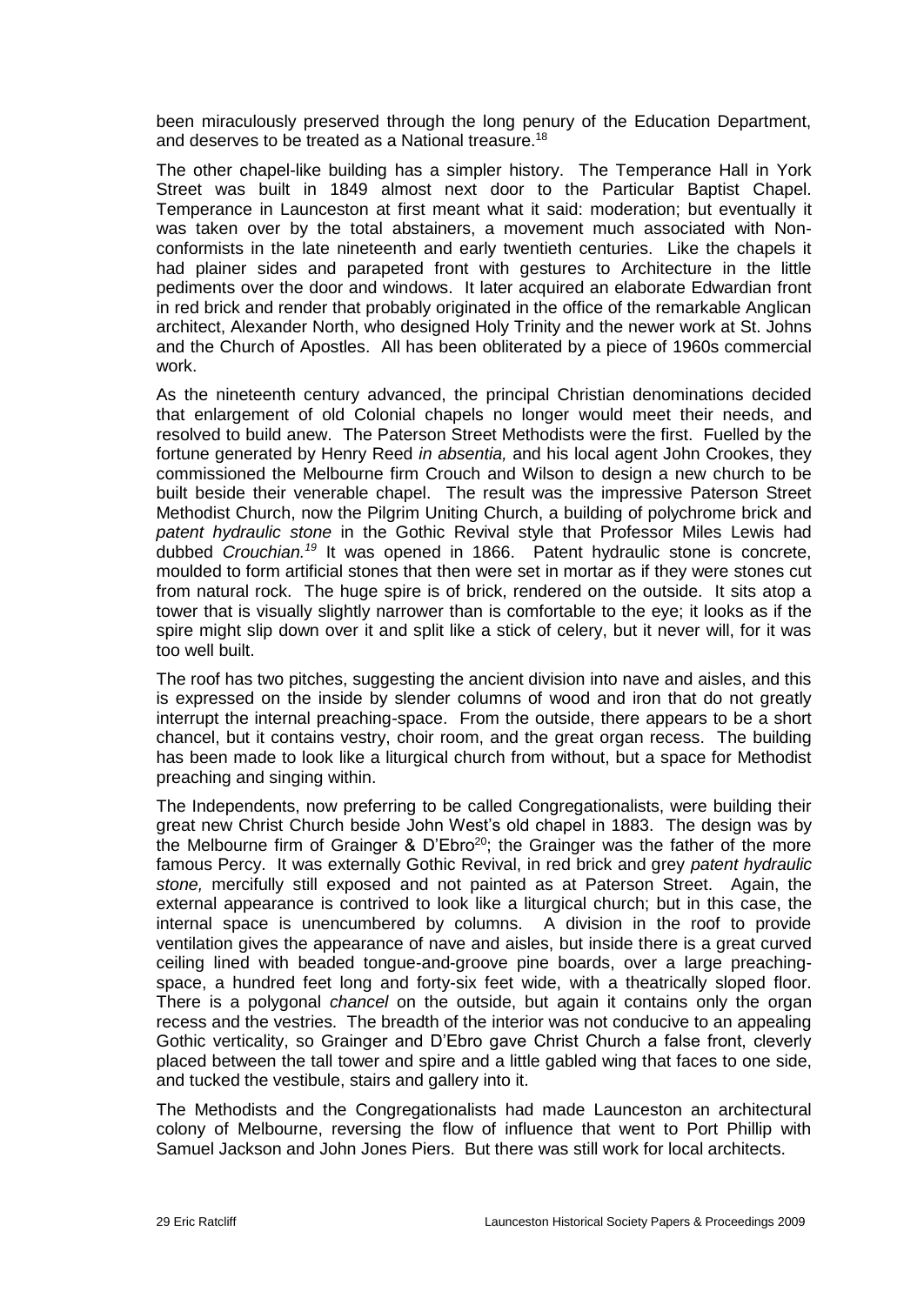been miraculously preserved through the long penury of the Education Department, and deserves to be treated as a National treasure.[18]

The other chapel-like building has a simpler history. The Temperance Hall in York Street was built in 1849 almost next door to the Particular Baptist Chapel. Temperance in Launceston at first meant what it said: moderation; but eventually it was taken over by the total abstainers, a movement much associated with Non-conformists in the late nineteenth and early twentieth centuries. Like the chapels it had plainer sides and parapeted front with gestures to Architecture in the little pediments over the door and windows. It later acquired an elaborate Edwardian front in red brick and render that probably originated in the office of the remarkable Anglican architect, Alexander North, who designed Holy Trinity and the newer work at St. Johns and the Church of Apostles. All has been obliterated by a piece of 1960s commercial work.

As the nineteenth century advanced, the principal Christian denominations decided that enlargement of old Colonial chapels no longer would meet their needs, and resolved to build anew. The Paterson Street Methodists were the first. Fuelled by the fortune generated by Henry Reed *in absentia,* and his local agent John Crookes, they commissioned the Melbourne firm Crouch and Wilson to design a new church to be built beside their venerable chapel. The result was the impressive Paterson Street Methodist Church, now the Pilgrim Uniting Church, a building of polychrome brick and *patent hydraulic stone* in the Gothic Revival style that Professor Miles Lewis had dubbed *Crouchian.*[19] It was opened in 1866. Patent hydraulic stone is concrete, moulded to form artificial stones that then were set in mortar as if they were stones cut from natural rock. The huge spire is of brick, rendered on the outside. It sits atop a tower that is visually slightly narrower than is comfortable to the eye; it looks as if the spire might slip down over it and split like a stick of celery, but it never will, for it was too well built.

The roof has two pitches, suggesting the ancient division into nave and aisles, and this is expressed on the inside by slender columns of wood and iron that do not greatly interrupt the internal preaching-space. From the outside, there appears to be a short chancel, but it contains vestry, choir room, and the great organ recess. The building has been made to look like a liturgical church from without, but a space for Methodist preaching and singing within.

The Independents, now preferring to be called Congregationalists, were building their great new Christ Church beside John West's old chapel in 1883. The design was by the Melbourne firm of Grainger & D'Ebro[20]; the Grainger was the father of the more famous Percy. It was externally Gothic Revival, in red brick and grey *patent hydraulic stone,* mercifully still exposed and not painted as at Paterson Street. Again, the external appearance is contrived to look like a liturgical church; but in this case, the internal space is unencumbered by columns. A division in the roof to provide ventilation gives the appearance of nave and aisles, but inside there is a great curved ceiling lined with beaded tongue-and-groove pine boards, over a large preaching-space, a hundred feet long and forty-six feet wide, with a theatrically sloped floor. There is a polygonal *chancel* on the outside, but again it contains only the organ recess and the vestries. The breadth of the interior was not conducive to an appealing Gothic verticality, so Grainger and D'Ebro gave Christ Church a false front, cleverly placed between the tall tower and spire and a little gabled wing that faces to one side, and tucked the vestibule, stairs and gallery into it.

The Methodists and the Congregationalists had made Launceston an architectural colony of Melbourne, reversing the flow of influence that went to Port Phillip with Samuel Jackson and John Jones Piers. But there was still work for local architects.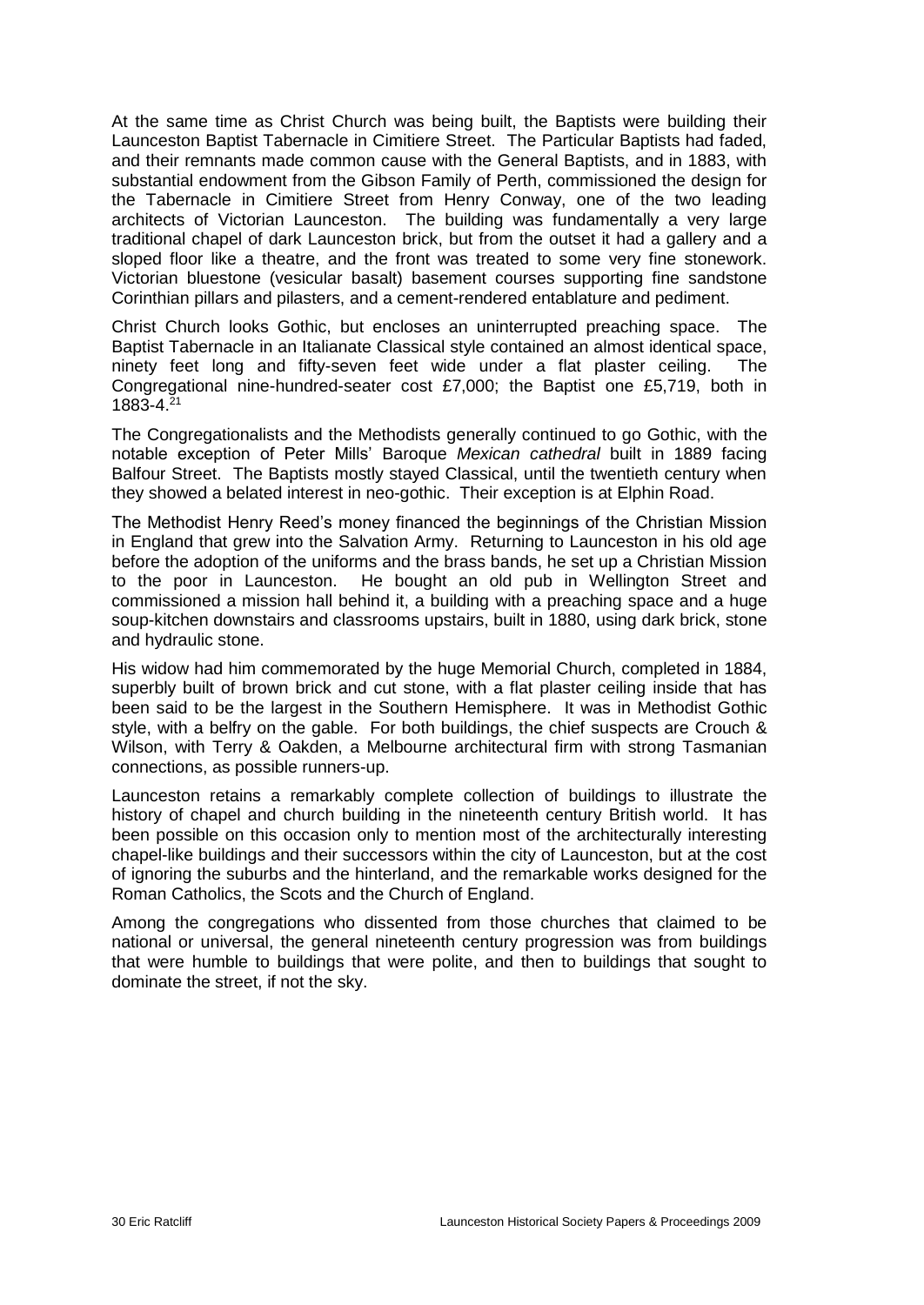At the same time as Christ Church was being built, the Baptists were building their Launceston Baptist Tabernacle in Cimitiere Street. The Particular Baptists had faded, and their remnants made common cause with the General Baptists, and in 1883, with substantial endowment from the Gibson Family of Perth, commissioned the design for the Tabernacle in Cimitiere Street from Henry Conway, one of the two leading architects of Victorian Launceston. The building was fundamentally a very large traditional chapel of dark Launceston brick, but from the outset it had a gallery and a sloped floor like a theatre, and the front was treated to some very fine stonework. Victorian bluestone (vesicular basalt) basement courses supporting fine sandstone Corinthian pillars and pilasters, and a cement-rendered entablature and pediment.

Christ Church looks Gothic, but encloses an uninterrupted preaching space. The Baptist Tabernacle in an Italianate Classical style contained an almost identical space, ninety feet long and fifty-seven feet wide under a flat plaster ceiling. The Congregational nine-hundred-seater cost £7,000; the Baptist one £5,719, both in 1883-4.[21]

The Congregationalists and the Methodists generally continued to go Gothic, with the notable exception of Peter Mills' Baroque *Mexican cathedral* built in 1889 facing Balfour Street. The Baptists mostly stayed Classical, until the twentieth century when they showed a belated interest in neo-gothic. Their exception is at Elphin Road.

The Methodist Henry Reed's money financed the beginnings of the Christian Mission in England that grew into the Salvation Army. Returning to Launceston in his old age before the adoption of the uniforms and the brass bands, he set up a Christian Mission to the poor in Launceston. He bought an old pub in Wellington Street and commissioned a mission hall behind it, a building with a preaching space and a huge soup-kitchen downstairs and classrooms upstairs, built in 1880, using dark brick, stone and hydraulic stone.

His widow had him commemorated by the huge Memorial Church, completed in 1884, superbly built of brown brick and cut stone, with a flat plaster ceiling inside that has been said to be the largest in the Southern Hemisphere. It was in Methodist Gothic style, with a belfry on the gable. For both buildings, the chief suspects are Crouch & Wilson, with Terry & Oakden, a Melbourne architectural firm with strong Tasmanian connections, as possible runners-up.

Launceston retains a remarkably complete collection of buildings to illustrate the history of chapel and church building in the nineteenth century British world. It has been possible on this occasion only to mention most of the architecturally interesting chapel-like buildings and their successors within the city of Launceston, but at the cost of ignoring the suburbs and the hinterland, and the remarkable works designed for the Roman Catholics, the Scots and the Church of England.

Among the congregations who dissented from those churches that claimed to be national or universal, the general nineteenth century progression was from buildings that were humble to buildings that were polite, and then to buildings that sought to dominate the street, if not the sky.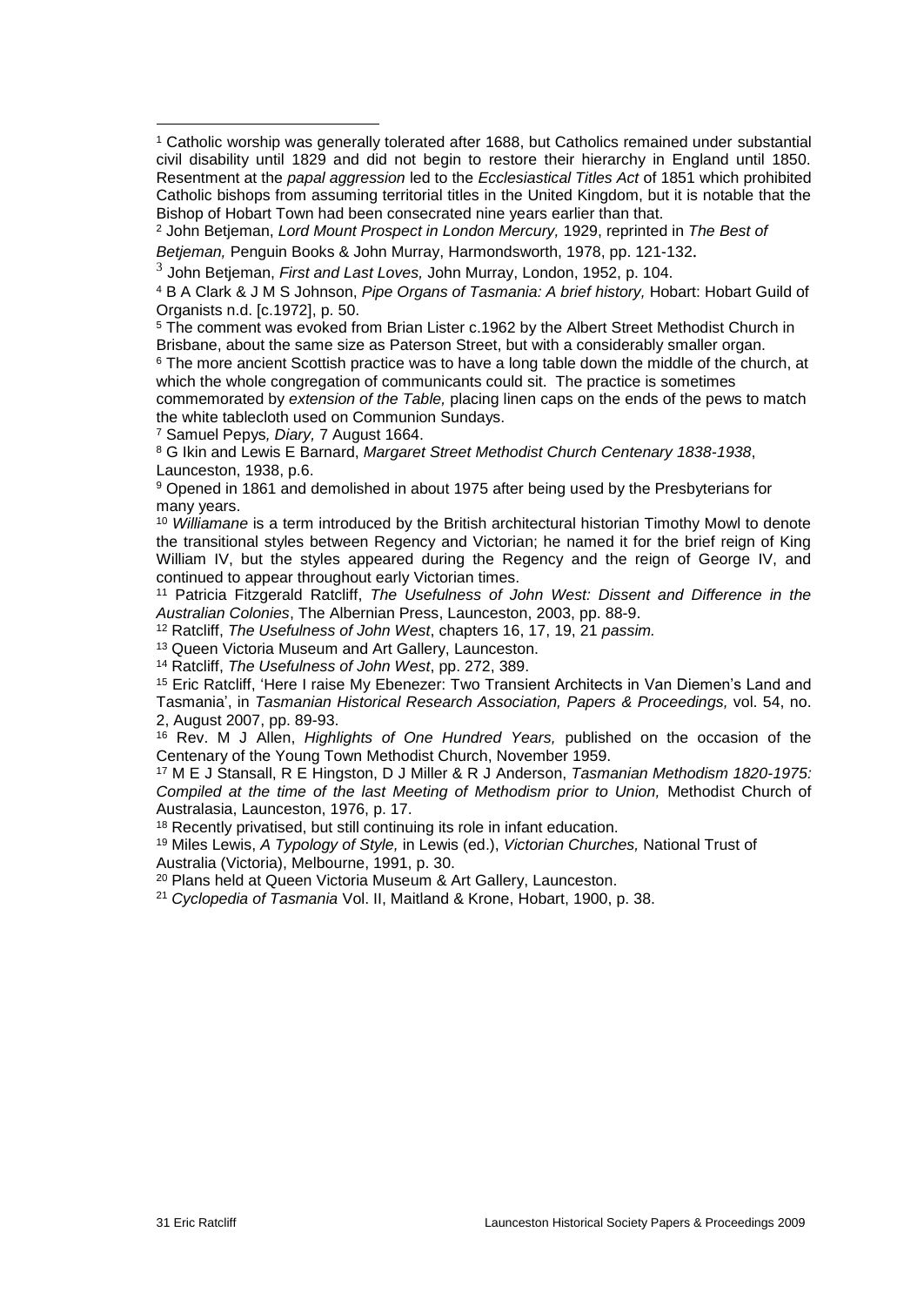[1] Catholic worship was generally tolerated after 1688, but Catholics remained under substantial civil disability until 1829 and did not begin to restore their hierarchy in England until 1850. Resentment at the *papal aggression* led to the *Ecclesiastical Titles Act* of 1851 which prohibited Catholic bishops from assuming territorial titles in the United Kingdom, but it is notable that the Bishop of Hobart Town had been consecrated nine years earlier than that.

[2] John Betjeman, *Lord Mount Prospect in London Mercury,* 1929, reprinted in *The Best of Betjeman,* Penguin Books & John Murray, Harmondsworth, 1978, pp. 121-132.

[3] John Betjeman, *First and Last Loves,* John Murray, London, 1952, p. 104.

[4] B A Clark & J M S Johnson, *Pipe Organs of Tasmania: A brief history,* Hobart: Hobart Guild of Organists n.d. [c.1972], p. 50.

[5] The comment was evoked from Brian Lister c.1962 by the Albert Street Methodist Church in Brisbane, about the same size as Paterson Street, but with a considerably smaller organ.

[6] The more ancient Scottish practice was to have a long table down the middle of the church, at which the whole congregation of communicants could sit. The practice is sometimes commemorated by *extension of the Table,* placing linen caps on the ends of the pews to match the white tablecloth used on Communion Sundays.

[7] Samuel Pepys*, Diary,* 7 August 1664.

[8] G Ikin and Lewis E Barnard, *Margaret Street Methodist Church Centenary 1838-1938*, Launceston, 1938, p.6.

[9] Opened in 1861 and demolished in about 1975 after being used by the Presbyterians for many years.

[10] *Williamane* is a term introduced by the British architectural historian Timothy Mowl to denote the transitional styles between Regency and Victorian; he named it for the brief reign of King William IV, but the styles appeared during the Regency and the reign of George IV, and continued to appear throughout early Victorian times.

[11] Patricia Fitzgerald Ratcliff, *The Usefulness of John West: Dissent and Difference in the Australian Colonies*, The Albernian Press, Launceston, 2003, pp. 88-9.

[12] Ratcliff, *The Usefulness of John West*, chapters 16, 17, 19, 21 *passim.*

[13] Queen Victoria Museum and Art Gallery, Launceston.

[14] Ratcliff, *The Usefulness of John West*, pp. 272, 389.

[15] Eric Ratcliff, 'Here I raise My Ebenezer: Two Transient Architects in Van Diemen's Land and Tasmania', in *Tasmanian Historical Research Association, Papers & Proceedings,* vol. 54, no. 2, August 2007, pp. 89-93.

[16] Rev. M J Allen, *Highlights of One Hundred Years,* published on the occasion of the Centenary of the Young Town Methodist Church, November 1959.

[17] M E J Stansall, R E Hingston, D J Miller & R J Anderson, *Tasmanian Methodism 1820-1975: Compiled at the time of the last Meeting of Methodism prior to Union,* Methodist Church of Australasia, Launceston, 1976, p. 17.

[18] Recently privatised, but still continuing its role in infant education.

[19] Miles Lewis, *A Typology of Style,* in Lewis (ed.), *Victorian Churches,* National Trust of Australia (Victoria), Melbourne, 1991, p. 30.

[20] Plans held at Queen Victoria Museum & Art Gallery, Launceston.

[21] *Cyclopedia of Tasmania* Vol. II, Maitland & Krone, Hobart, 1900, p. 38.